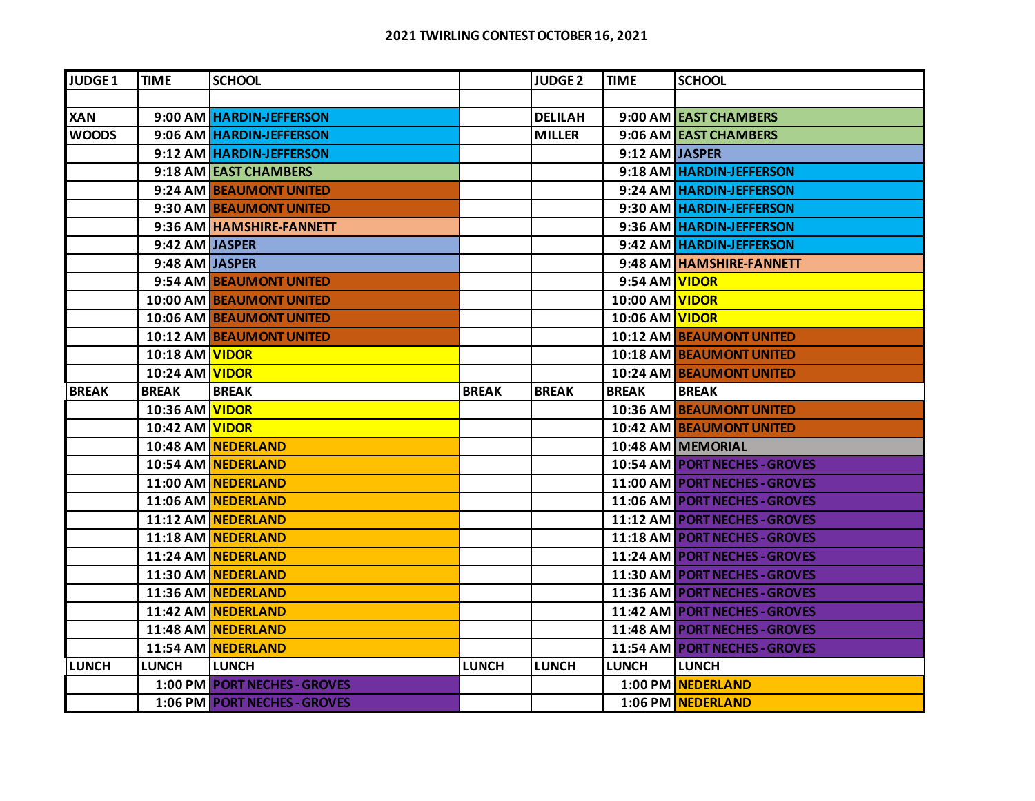## 2021 TWIRLING CONTEST OCTOBER 16, 2021

| JUDGE 1 | TIME | SCHOOL | | JUDGE 2 | TIME | SCHOOL |
|---|---|---|---|---|---|---|
| | | | | | | |
| XAN | 9:00 AM | HARDIN-JEFFERSON | | DELILAH | 9:00 AM | EAST CHAMBERS |
| WOODS | 9:06 AM | HARDIN-JEFFERSON | | MILLER | 9:06 AM | EAST CHAMBERS |
| | 9:12 AM | HARDIN-JEFFERSON | | | 9:12 AM | JASPER |
| | 9:18 AM | EAST CHAMBERS | | | 9:18 AM | HARDIN-JEFFERSON |
| | 9:24 AM | BEAUMONT UNITED | | | 9:24 AM | HARDIN-JEFFERSON |
| | 9:30 AM | BEAUMONT UNITED | | | 9:30 AM | HARDIN-JEFFERSON |
| | 9:36 AM | HAMSHIRE-FANNETT | | | 9:36 AM | HARDIN-JEFFERSON |
| | 9:42 AM | JASPER | | | 9:42 AM | HARDIN-JEFFERSON |
| | 9:48 AM | JASPER | | | 9:48 AM | HAMSHIRE-FANNETT |
| | 9:54 AM | BEAUMONT UNITED | | | 9:54 AM | VIDOR |
| | 10:00 AM | BEAUMONT UNITED | | | 10:00 AM | VIDOR |
| | 10:06 AM | BEAUMONT UNITED | | | 10:06 AM | VIDOR |
| | 10:12 AM | BEAUMONT UNITED | | | 10:12 AM | BEAUMONT UNITED |
| | 10:18 AM | VIDOR | | | 10:18 AM | BEAUMONT UNITED |
| | 10:24 AM | VIDOR | | | 10:24 AM | BEAUMONT UNITED |
| BREAK | BREAK | BREAK | BREAK | BREAK | BREAK | BREAK |
| | 10:36 AM | VIDOR | | | 10:36 AM | BEAUMONT UNITED |
| | 10:42 AM | VIDOR | | | 10:42 AM | BEAUMONT UNITED |
| | 10:48 AM | NEDERLAND | | | 10:48 AM | MEMORIAL |
| | 10:54 AM | NEDERLAND | | | 10:54 AM | PORT NECHES - GROVES |
| | 11:00 AM | NEDERLAND | | | 11:00 AM | PORT NECHES - GROVES |
| | 11:06 AM | NEDERLAND | | | 11:06 AM | PORT NECHES - GROVES |
| | 11:12 AM | NEDERLAND | | | 11:12 AM | PORT NECHES - GROVES |
| | 11:18 AM | NEDERLAND | | | 11:18 AM | PORT NECHES - GROVES |
| | 11:24 AM | NEDERLAND | | | 11:24 AM | PORT NECHES - GROVES |
| | 11:30 AM | NEDERLAND | | | 11:30 AM | PORT NECHES - GROVES |
| | 11:36 AM | NEDERLAND | | | 11:36 AM | PORT NECHES - GROVES |
| | 11:42 AM | NEDERLAND | | | 11:42 AM | PORT NECHES - GROVES |
| | 11:48 AM | NEDERLAND | | | 11:48 AM | PORT NECHES - GROVES |
| | 11:54 AM | NEDERLAND | | | 11:54 AM | PORT NECHES - GROVES |
| LUNCH | LUNCH | LUNCH | LUNCH | LUNCH | LUNCH | LUNCH |
| | 1:00 PM | PORT NECHES - GROVES | | | 1:00 PM | NEDERLAND |
| | 1:06 PM | PORT NECHES - GROVES | | | 1:06 PM | NEDERLAND |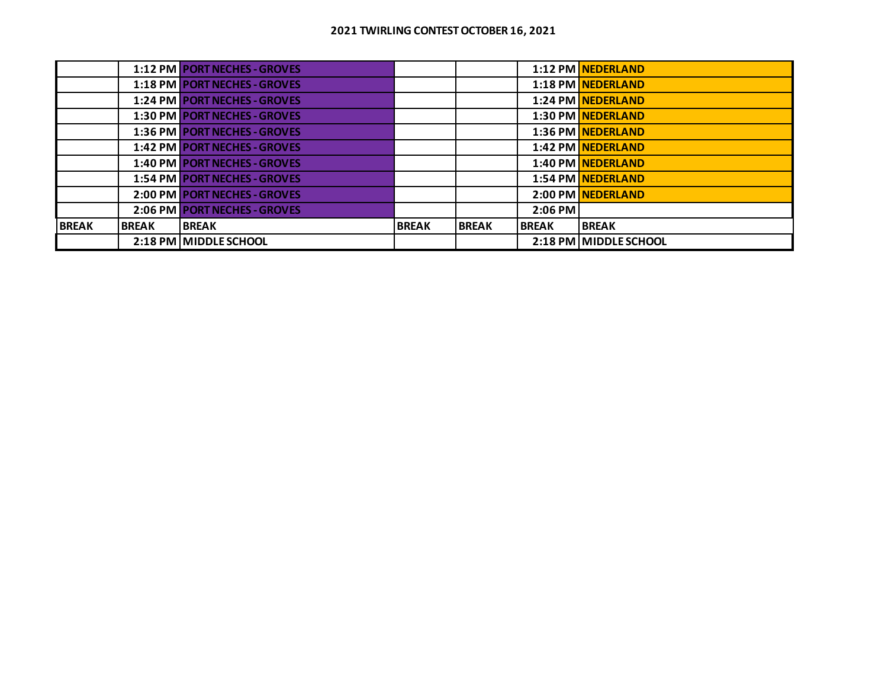**2021 TWIRLING CONTEST OCTOBER 16, 2021**

| | | | | | | |
|---|---|---|---|---|---|---|
| | 1:12 PM | PORT NECHES - GROVES | | | 1:12 PM | NEDERLAND |
| | 1:18 PM | PORT NECHES - GROVES | | | 1:18 PM | NEDERLAND |
| | 1:24 PM | PORT NECHES - GROVES | | | 1:24 PM | NEDERLAND |
| | 1:30 PM | PORT NECHES - GROVES | | | 1:30 PM | NEDERLAND |
| | 1:36 PM | PORT NECHES - GROVES | | | 1:36 PM | NEDERLAND |
| | 1:42 PM | PORT NECHES - GROVES | | | 1:42 PM | NEDERLAND |
| | 1:40 PM | PORT NECHES - GROVES | | | 1:40 PM | NEDERLAND |
| | 1:54 PM | PORT NECHES - GROVES | | | 1:54 PM | NEDERLAND |
| | 2:00 PM | PORT NECHES - GROVES | | | 2:00 PM | NEDERLAND |
| | 2:06 PM | PORT NECHES - GROVES | | | 2:06 PM | |
| BREAK | BREAK | BREAK | BREAK | BREAK | BREAK | BREAK |
| | 2:18 PM | MIDDLE SCHOOL | | | 2:18 PM | MIDDLE SCHOOL |